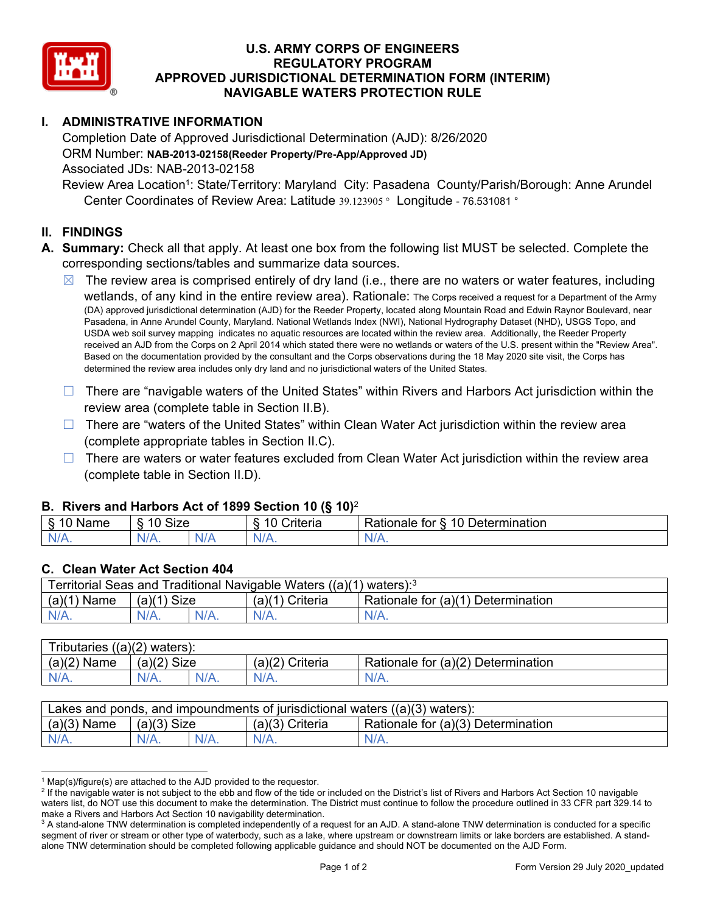# U.S. ARMY CORPS OF ENGINEERS
# REGULATORY PROGRAM
# APPROVED JURISDICTIONAL DETERMINATION FORM (INTERIM)
# NAVIGABLE WATERS PROTECTION RULE

## I. ADMINISTRATIVE INFORMATION

Completion Date of Approved Jurisdictional Determination (AJD): 8/26/2020
ORM Number: **NAB-2013-02158(Reeder Property/Pre-App/Approved JD)**
Associated JDs: NAB-2013-02158
Review Area Location[1]: State/Territory: Maryland City: Pasadena County/Parish/Borough: Anne Arundel
Center Coordinates of Review Area: Latitude 39.123905 ° Longitude - 76.531081 °

## II. FINDINGS

**A. Summary:** Check all that apply. At least one box from the following list MUST be selected. Complete the corresponding sections/tables and summarize data sources.

- ☒ The review area is comprised entirely of dry land (i.e., there are no waters or water features, including wetlands, of any kind in the entire review area). Rationale: The Corps received a request for a Department of the Army (DA) approved jurisdictional determination (AJD) for the Reeder Property, located along Mountain Road and Edwin Raynor Boulevard, near Pasadena, in Anne Arundel County, Maryland. National Wetlands Index (NWI), National Hydrography Dataset (NHD), USGS Topo, and USDA web soil survey mapping indicates no aquatic resources are located within the review area. Additionally, the Reeder Property received an AJD from the Corps on 2 April 2014 which stated there were no wetlands or waters of the U.S. present within the "Review Area". Based on the documentation provided by the consultant and the Corps observations during the 18 May 2020 site visit, the Corps has determined the review area includes only dry land and no jurisdictional waters of the United States.
- ☐ There are "navigable waters of the United States" within Rivers and Harbors Act jurisdiction within the review area (complete table in Section II.B).
- ☐ There are "waters of the United States" within Clean Water Act jurisdiction within the review area (complete appropriate tables in Section II.C).
- ☐ There are waters or water features excluded from Clean Water Act jurisdiction within the review area (complete table in Section II.D).

### B. Rivers and Harbors Act of 1899 Section 10 (§ 10)[2]

| § 10 Name | § 10 Size | | § 10 Criteria | Rationale for § 10 Determination |
|---|---|---|---|---|
| N/A. | N/A. | N/A | N/A. | N/A. |

### C. Clean Water Act Section 404

| Territorial Seas and Traditional Navigable Waters ((a)(1) waters):[3] | | | | |
|---|---|---|---|---|
| (a)(1) Name | (a)(1) Size | | (a)(1) Criteria | Rationale for (a)(1) Determination |
| N/A. | N/A. | N/A. | N/A. | N/A. |

| Tributaries ((a)(2) waters): | | | | |
|---|---|---|---|---|
| (a)(2) Name | (a)(2) Size | | (a)(2) Criteria | Rationale for (a)(2) Determination |
| N/A. | N/A. | N/A. | N/A. | N/A. |

| Lakes and ponds, and impoundments of jurisdictional waters ((a)(3) waters): | | | | |
|---|---|---|---|---|
| (a)(3) Name | (a)(3) Size | | (a)(3) Criteria | Rationale for (a)(3) Determination |
| N/A. | N/A. | N/A. | N/A. | N/A. |

[1] Map(s)/figure(s) are attached to the AJD provided to the requestor.
[2] If the navigable water is not subject to the ebb and flow of the tide or included on the District's list of Rivers and Harbors Act Section 10 navigable waters list, do NOT use this document to make the determination. The District must continue to follow the procedure outlined in 33 CFR part 329.14 to make a Rivers and Harbors Act Section 10 navigability determination.
[3] A stand-alone TNW determination is completed independently of a request for an AJD. A stand-alone TNW determination is conducted for a specific segment of river or stream or other type of waterbody, such as a lake, where upstream or downstream limits or lake borders are established. A stand-alone TNW determination should be completed following applicable guidance and should NOT be documented on the AJD Form.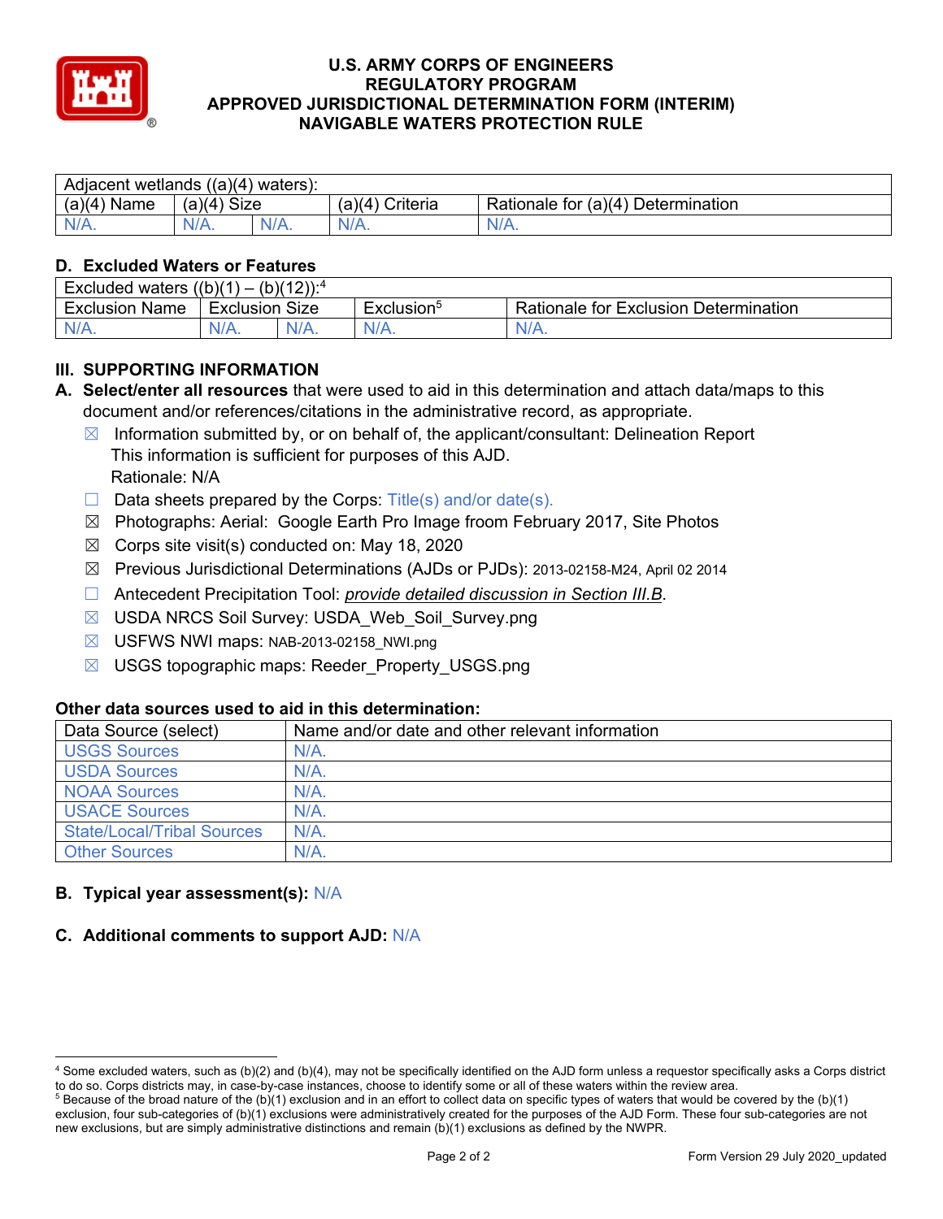# U.S. ARMY CORPS OF ENGINEERS
# REGULATORY PROGRAM
# APPROVED JURISDICTIONAL DETERMINATION FORM (INTERIM)
# NAVIGABLE WATERS PROTECTION RULE

| Adjacent wetlands ((a)(4) waters): | | | | |
|---|---|---|---|---|
| (a)(4) Name | (a)(4) Size | | (a)(4) Criteria | Rationale for (a)(4) Determination |
| N/A. | N/A. | N/A. | N/A. | N/A. |

### D. Excluded Waters or Features

| Excluded waters ((b)(1) – (b)(12)):[4] | | | | |
|---|---|---|---|---|
| Exclusion Name | Exclusion Size | | Exclusion[5] | Rationale for Exclusion Determination |
| N/A. | N/A. | N/A. | N/A. | N/A. |

## III. SUPPORTING INFORMATION

**A. Select/enter all resources** that were used to aid in this determination and attach data/maps to this document and/or references/citations in the administrative record, as appropriate.

- ☒ Information submitted by, or on behalf of, the applicant/consultant: Delineation Report
  This information is sufficient for purposes of this AJD.
  Rationale: N/A
- ☐ Data sheets prepared by the Corps: Title(s) and/or date(s).
- ☒ Photographs: Aerial: Google Earth Pro Image froom February 2017, Site Photos
- ☒ Corps site visit(s) conducted on: May 18, 2020
- ☒ Previous Jurisdictional Determinations (AJDs or PJDs): 2013-02158-M24, April 02 2014
- ☐ Antecedent Precipitation Tool: *provide detailed discussion in Section III.B*.
- ☒ USDA NRCS Soil Survey: USDA_Web_Soil_Survey.png
- ☒ USFWS NWI maps: NAB-2013-02158_NWI.png
- ☒ USGS topographic maps: Reeder_Property_USGS.png

### Other data sources used to aid in this determination:

| Data Source (select) | Name and/or date and other relevant information |
|---|---|
| USGS Sources | N/A. |
| USDA Sources | N/A. |
| NOAA Sources | N/A. |
| USACE Sources | N/A. |
| State/Local/Tribal Sources | N/A. |
| Other Sources | N/A. |

**B. Typical year assessment(s):** N/A

**C. Additional comments to support AJD:** N/A

---

[4] Some excluded waters, such as (b)(2) and (b)(4), may not be specifically identified on the AJD form unless a requestor specifically asks a Corps district to do so. Corps districts may, in case-by-case instances, choose to identify some or all of these waters within the review area.

[5] Because of the broad nature of the (b)(1) exclusion and in an effort to collect data on specific types of waters that would be covered by the (b)(1) exclusion, four sub-categories of (b)(1) exclusions were administratively created for the purposes of the AJD Form. These four sub-categories are not new exclusions, but are simply administrative distinctions and remain (b)(1) exclusions as defined by the NWPR.

Form Version 29 July 2020_updated